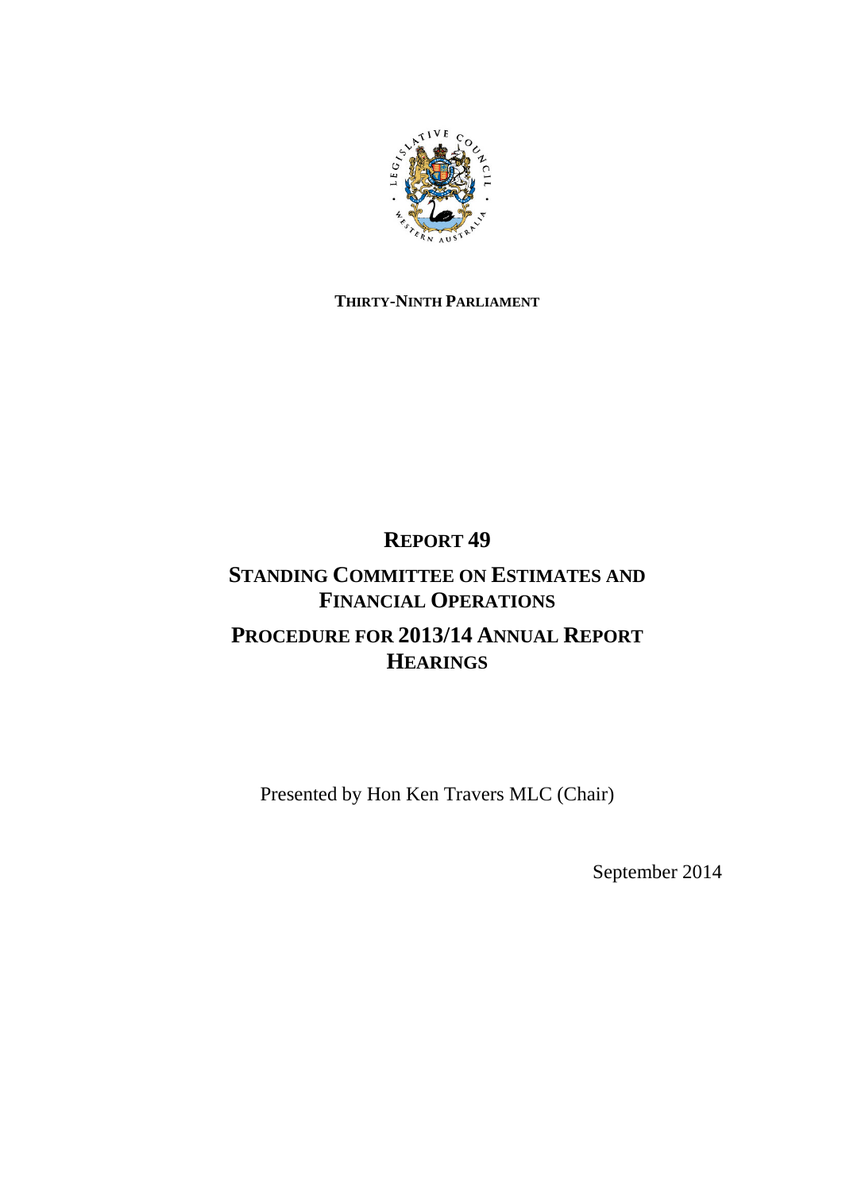**THIRTY-NINTH PARLIAMENT**

# REPORT 49

# STANDING COMMITTEE ON ESTIMATES AND FINANCIAL OPERATIONS

# PROCEDURE FOR 2013/14 ANNUAL REPORT HEARINGS

Presented by Hon Ken Travers MLC (Chair)

September 2014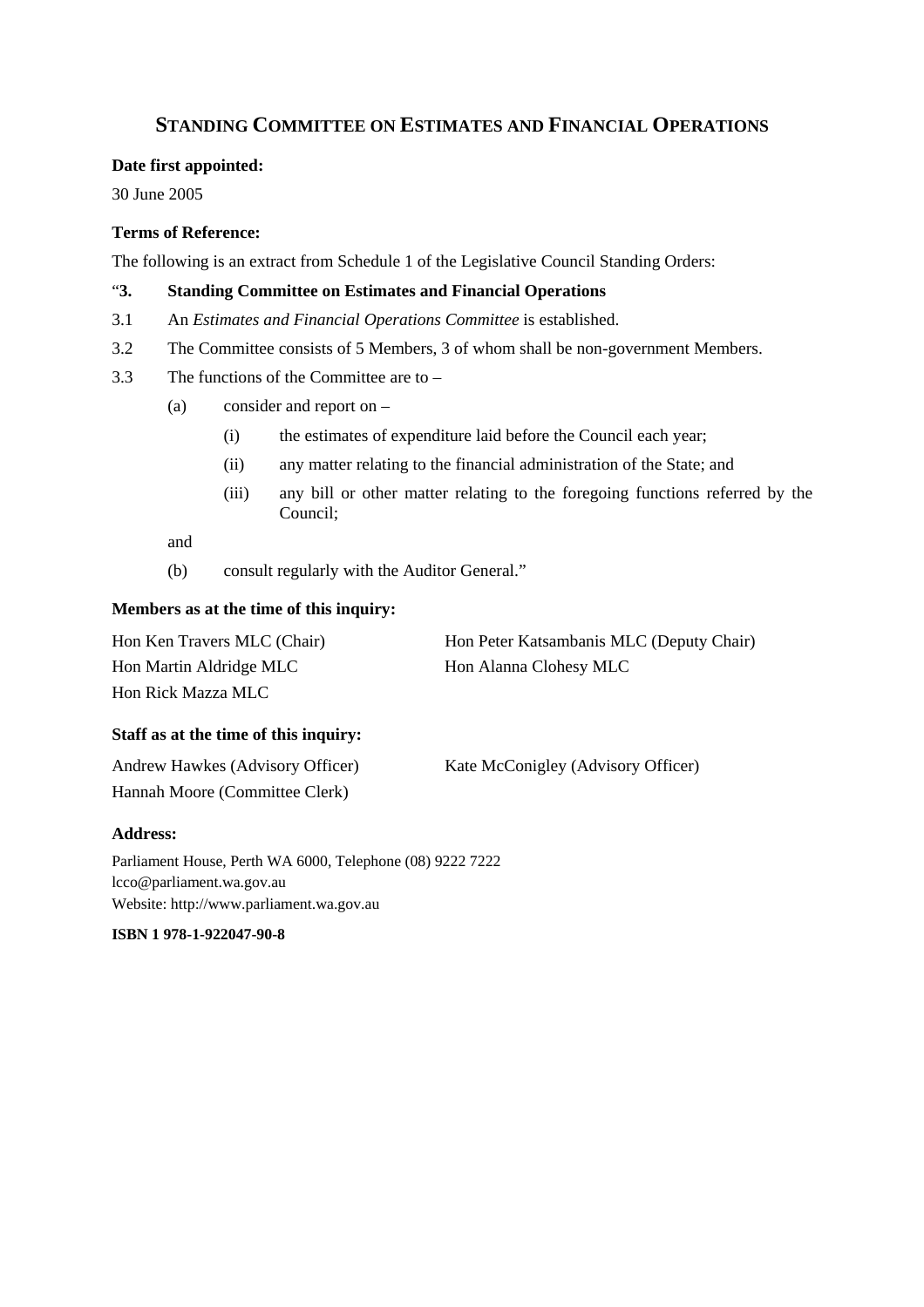# STANDING COMMITTEE ON ESTIMATES AND FINANCIAL OPERATIONS

**Date first appointed:**

30 June 2005

**Terms of Reference:**

The following is an extract from Schedule 1 of the Legislative Council Standing Orders:

"**3. Standing Committee on Estimates and Financial Operations**

3.1 An *Estimates and Financial Operations Committee* is established.

3.2 The Committee consists of 5 Members, 3 of whom shall be non-government Members.

3.3 The functions of the Committee are to –

- (a) consider and report on –
  - (i) the estimates of expenditure laid before the Council each year;
  - (ii) any matter relating to the financial administration of the State; and
  - (iii) any bill or other matter relating to the foregoing functions referred by the Council;

  and

- (b) consult regularly with the Auditor General."

**Members as at the time of this inquiry:**

Hon Ken Travers MLC (Chair)
Hon Peter Katsambanis MLC (Deputy Chair)
Hon Martin Aldridge MLC
Hon Alanna Clohesy MLC
Hon Rick Mazza MLC

**Staff as at the time of this inquiry:**

Andrew Hawkes (Advisory Officer)
Kate McConigley (Advisory Officer)
Hannah Moore (Committee Clerk)

**Address:**

Parliament House, Perth WA 6000, Telephone (08) 9222 7222
lcco@parliament.wa.gov.au
Website: http://www.parliament.wa.gov.au

**ISBN 1 978-1-922047-90-8**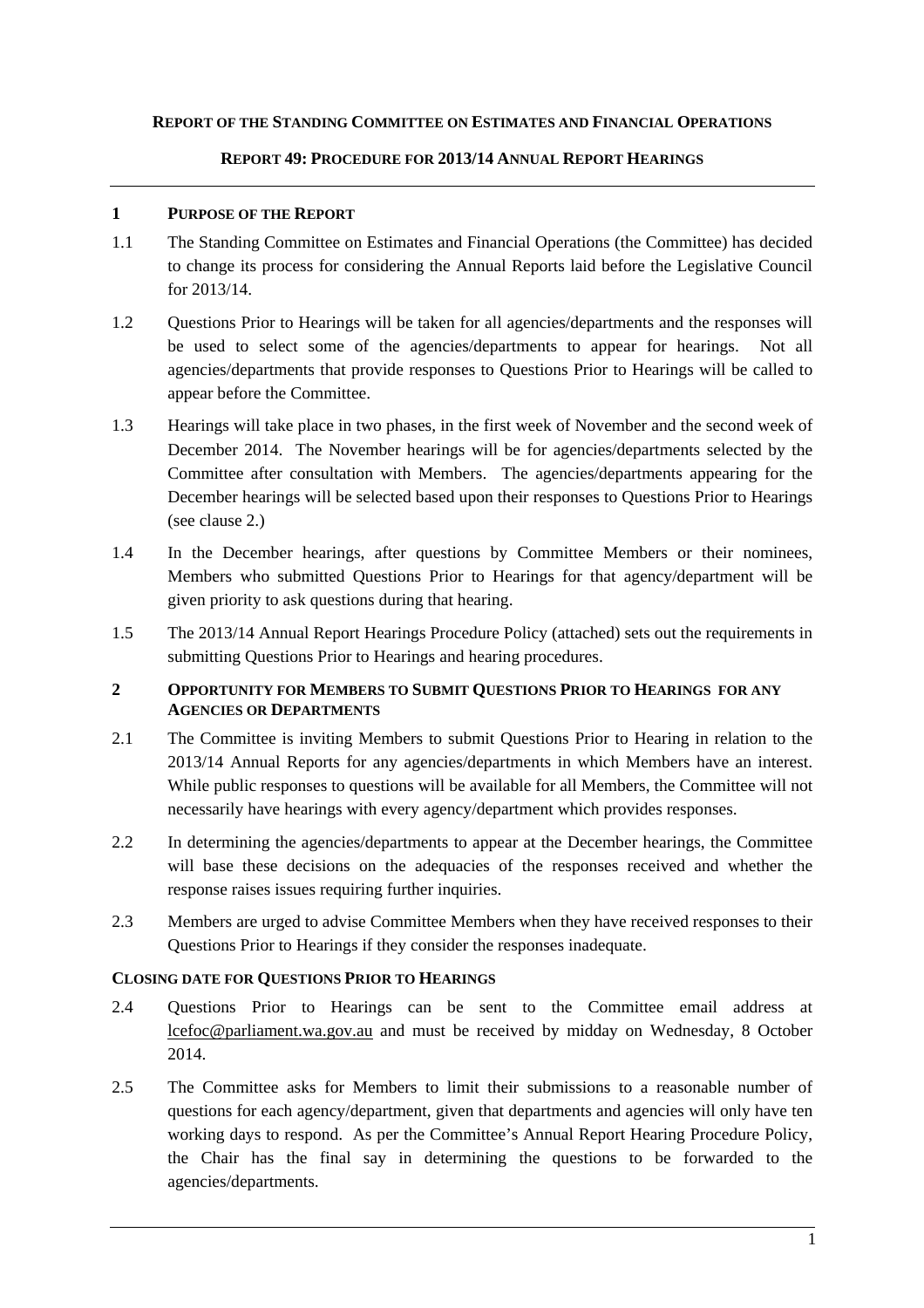**REPORT OF THE STANDING COMMITTEE ON ESTIMATES AND FINANCIAL OPERATIONS**

**REPORT 49: PROCEDURE FOR 2013/14 ANNUAL REPORT HEARINGS**

## 1 PURPOSE OF THE REPORT

1.1 The Standing Committee on Estimates and Financial Operations (the Committee) has decided to change its process for considering the Annual Reports laid before the Legislative Council for 2013/14.

1.2 Questions Prior to Hearings will be taken for all agencies/departments and the responses will be used to select some of the agencies/departments to appear for hearings. Not all agencies/departments that provide responses to Questions Prior to Hearings will be called to appear before the Committee.

1.3 Hearings will take place in two phases, in the first week of November and the second week of December 2014. The November hearings will be for agencies/departments selected by the Committee after consultation with Members. The agencies/departments appearing for the December hearings will be selected based upon their responses to Questions Prior to Hearings (see clause 2.)

1.4 In the December hearings, after questions by Committee Members or their nominees, Members who submitted Questions Prior to Hearings for that agency/department will be given priority to ask questions during that hearing.

1.5 The 2013/14 Annual Report Hearings Procedure Policy (attached) sets out the requirements in submitting Questions Prior to Hearings and hearing procedures.

## 2 OPPORTUNITY FOR MEMBERS TO SUBMIT QUESTIONS PRIOR TO HEARINGS FOR ANY AGENCIES OR DEPARTMENTS

2.1 The Committee is inviting Members to submit Questions Prior to Hearing in relation to the 2013/14 Annual Reports for any agencies/departments in which Members have an interest. While public responses to questions will be available for all Members, the Committee will not necessarily have hearings with every agency/department which provides responses.

2.2 In determining the agencies/departments to appear at the December hearings, the Committee will base these decisions on the adequacies of the responses received and whether the response raises issues requiring further inquiries.

2.3 Members are urged to advise Committee Members when they have received responses to their Questions Prior to Hearings if they consider the responses inadequate.

### CLOSING DATE FOR QUESTIONS PRIOR TO HEARINGS

2.4 Questions Prior to Hearings can be sent to the Committee email address at lcefoc@parliament.wa.gov.au and must be received by midday on Wednesday, 8 October 2014.

2.5 The Committee asks for Members to limit their submissions to a reasonable number of questions for each agency/department, given that departments and agencies will only have ten working days to respond. As per the Committee's Annual Report Hearing Procedure Policy, the Chair has the final say in determining the questions to be forwarded to the agencies/departments.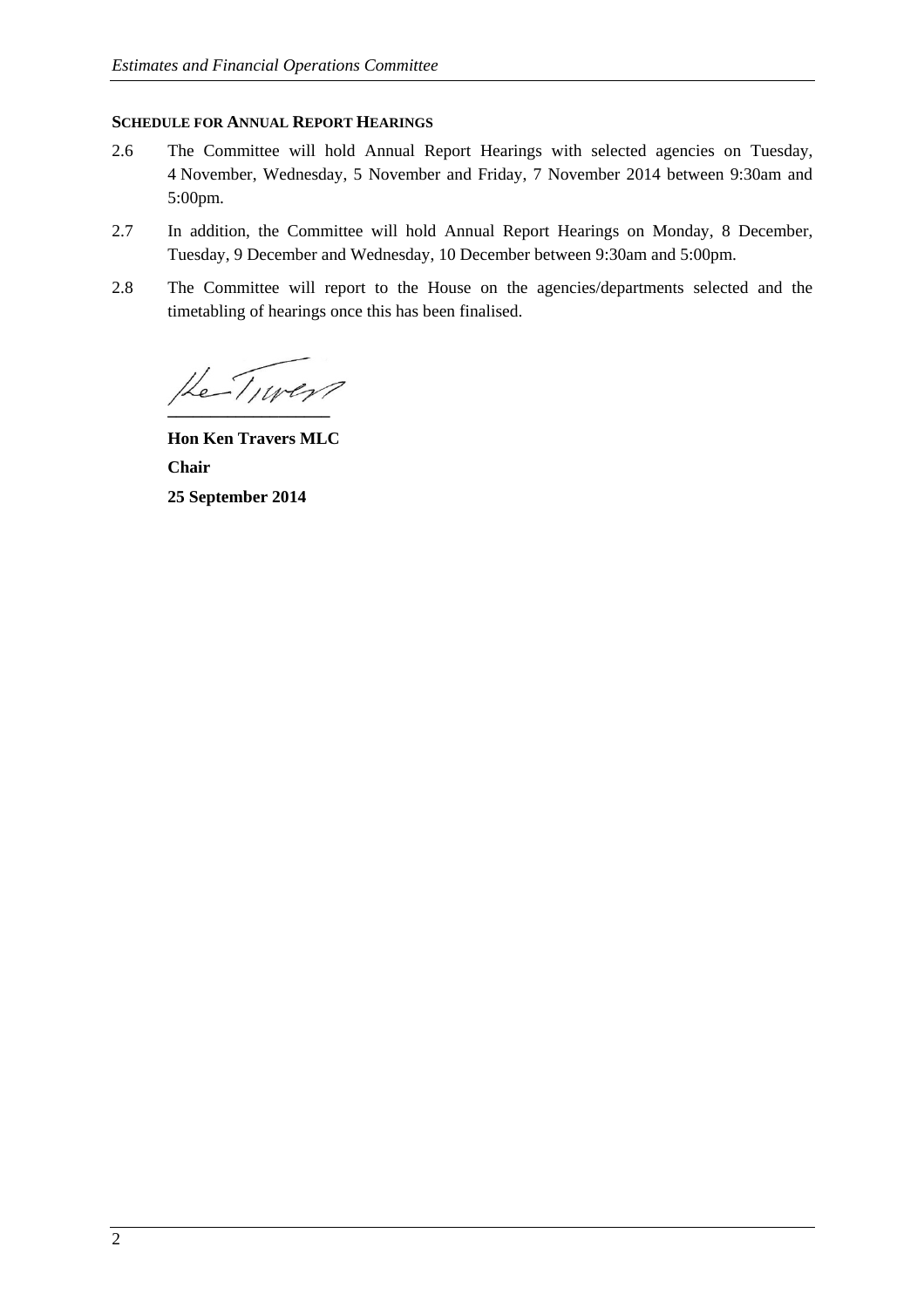**SCHEDULE FOR ANNUAL REPORT HEARINGS**

2.6 The Committee will hold Annual Report Hearings with selected agencies on Tuesday, 4 November, Wednesday, 5 November and Friday, 7 November 2014 between 9:30am and 5:00pm.

2.7 In addition, the Committee will hold Annual Report Hearings on Monday, 8 December, Tuesday, 9 December and Wednesday, 10 December between 9:30am and 5:00pm.

2.8 The Committee will report to the House on the agencies/departments selected and the timetabling of hearings once this has been finalised.

**Hon Ken Travers MLC**

**Chair**

**25 September 2014**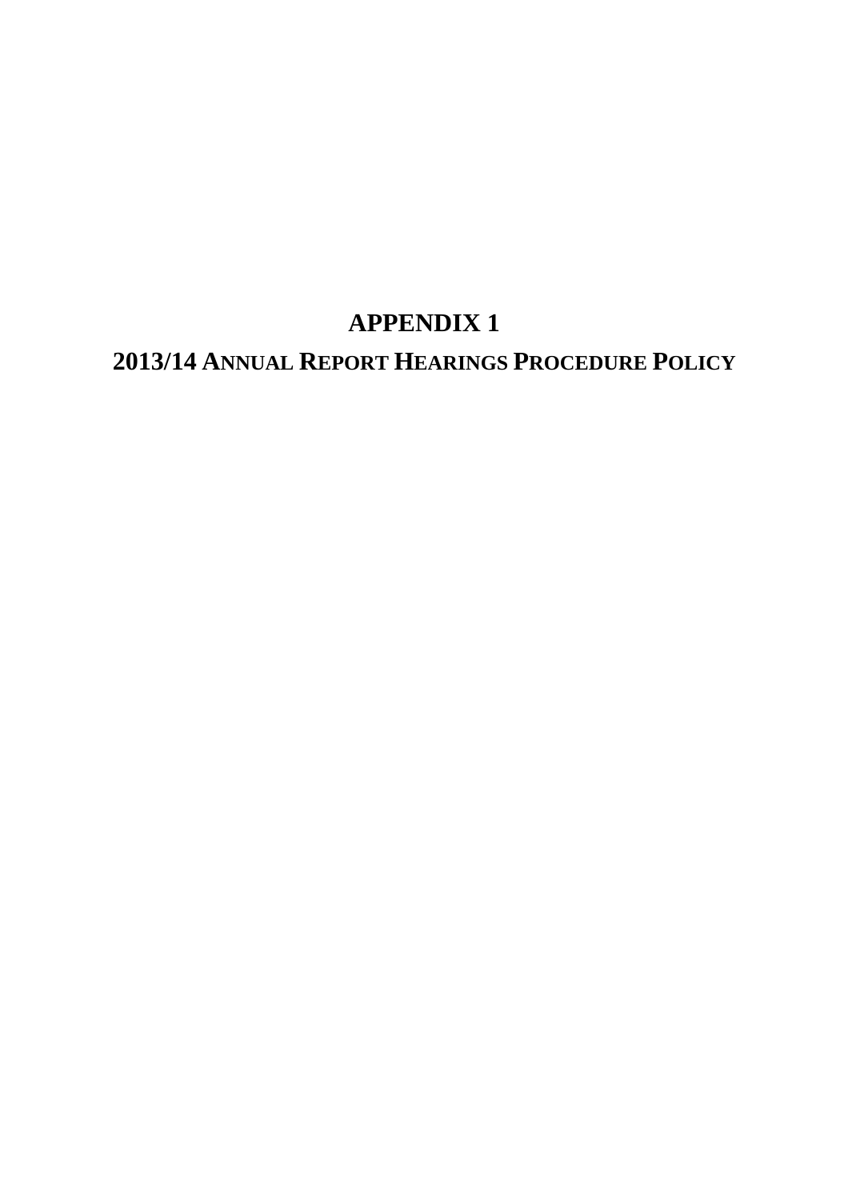# APPENDIX 1

## 2013/14 ANNUAL REPORT HEARINGS PROCEDURE POLICY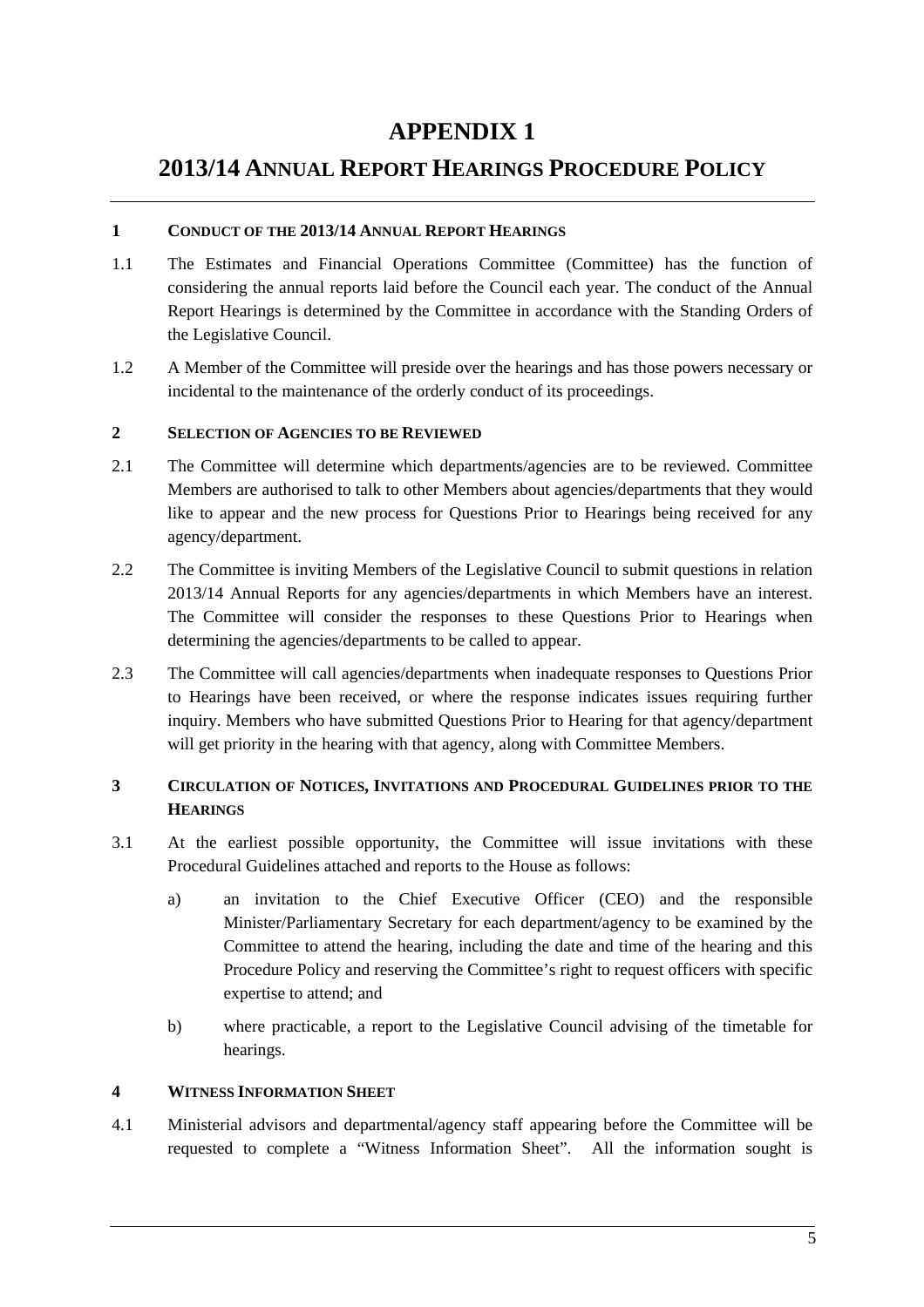# APPENDIX 1

## 2013/14 ANNUAL REPORT HEARINGS PROCEDURE POLICY

### 1 CONDUCT OF THE 2013/14 ANNUAL REPORT HEARINGS

1.1 The Estimates and Financial Operations Committee (Committee) has the function of considering the annual reports laid before the Council each year. The conduct of the Annual Report Hearings is determined by the Committee in accordance with the Standing Orders of the Legislative Council.

1.2 A Member of the Committee will preside over the hearings and has those powers necessary or incidental to the maintenance of the orderly conduct of its proceedings.

### 2 SELECTION OF AGENCIES TO BE REVIEWED

2.1 The Committee will determine which departments/agencies are to be reviewed. Committee Members are authorised to talk to other Members about agencies/departments that they would like to appear and the new process for Questions Prior to Hearings being received for any agency/department.

2.2 The Committee is inviting Members of the Legislative Council to submit questions in relation 2013/14 Annual Reports for any agencies/departments in which Members have an interest. The Committee will consider the responses to these Questions Prior to Hearings when determining the agencies/departments to be called to appear.

2.3 The Committee will call agencies/departments when inadequate responses to Questions Prior to Hearings have been received, or where the response indicates issues requiring further inquiry. Members who have submitted Questions Prior to Hearing for that agency/department will get priority in the hearing with that agency, along with Committee Members.

### 3 CIRCULATION OF NOTICES, INVITATIONS AND PROCEDURAL GUIDELINES PRIOR TO THE HEARINGS

3.1 At the earliest possible opportunity, the Committee will issue invitations with these Procedural Guidelines attached and reports to the House as follows:

a) an invitation to the Chief Executive Officer (CEO) and the responsible Minister/Parliamentary Secretary for each department/agency to be examined by the Committee to attend the hearing, including the date and time of the hearing and this Procedure Policy and reserving the Committee's right to request officers with specific expertise to attend; and

b) where practicable, a report to the Legislative Council advising of the timetable for hearings.

### 4 WITNESS INFORMATION SHEET

4.1 Ministerial advisors and departmental/agency staff appearing before the Committee will be requested to complete a "Witness Information Sheet". All the information sought is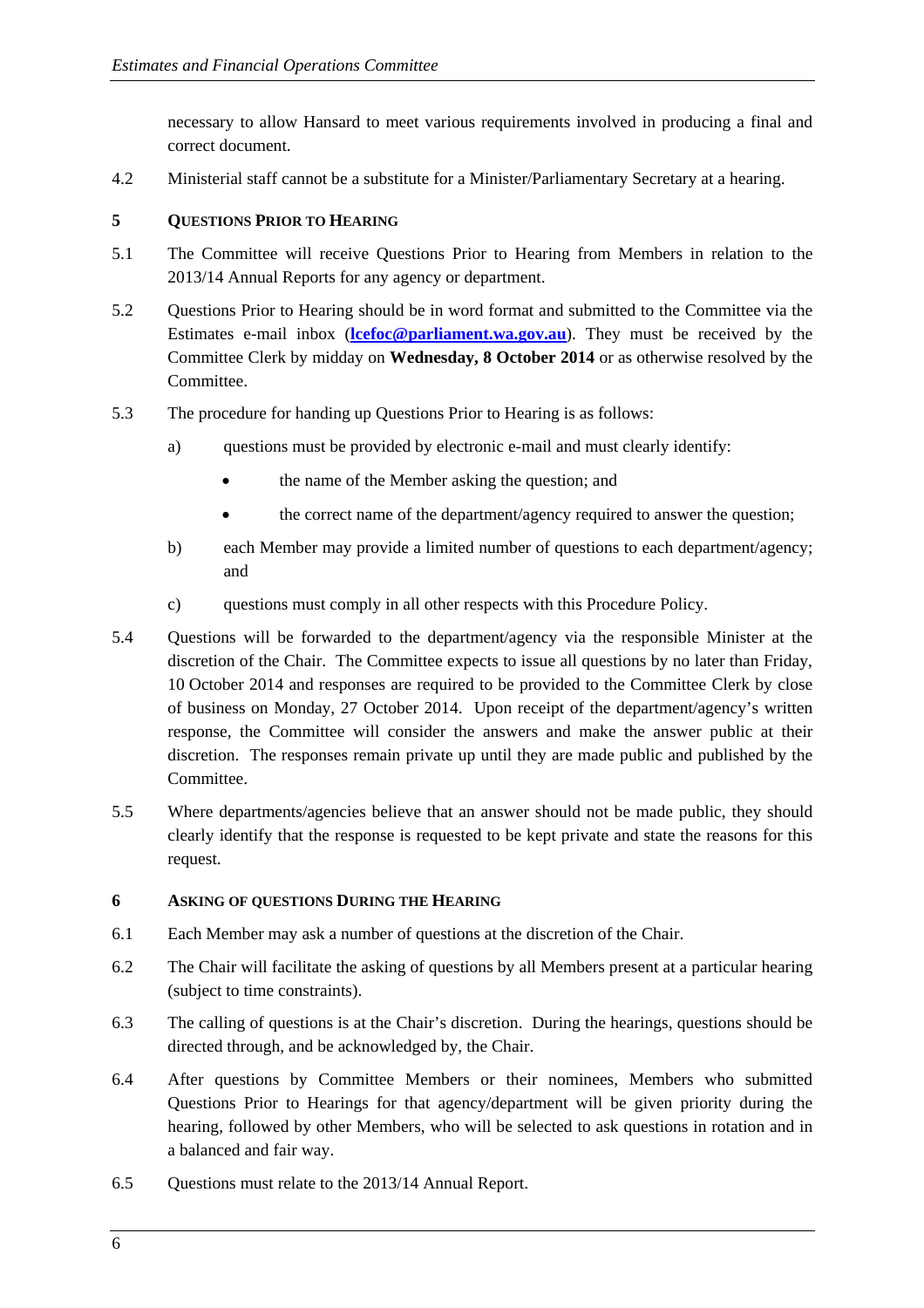necessary to allow Hansard to meet various requirements involved in producing a final and correct document.

4.2 Ministerial staff cannot be a substitute for a Minister/Parliamentary Secretary at a hearing.

## 5 QUESTIONS PRIOR TO HEARING

5.1 The Committee will receive Questions Prior to Hearing from Members in relation to the 2013/14 Annual Reports for any agency or department.

5.2 Questions Prior to Hearing should be in word format and submitted to the Committee via the Estimates e-mail inbox (**lcefoc@parliament.wa.gov.au**). They must be received by the Committee Clerk by midday on **Wednesday, 8 October 2014** or as otherwise resolved by the Committee.

5.3 The procedure for handing up Questions Prior to Hearing is as follows:

a) questions must be provided by electronic e-mail and must clearly identify:

- the name of the Member asking the question; and
- the correct name of the department/agency required to answer the question;

b) each Member may provide a limited number of questions to each department/agency; and

c) questions must comply in all other respects with this Procedure Policy.

5.4 Questions will be forwarded to the department/agency via the responsible Minister at the discretion of the Chair. The Committee expects to issue all questions by no later than Friday, 10 October 2014 and responses are required to be provided to the Committee Clerk by close of business on Monday, 27 October 2014. Upon receipt of the department/agency's written response, the Committee will consider the answers and make the answer public at their discretion. The responses remain private up until they are made public and published by the Committee.

5.5 Where departments/agencies believe that an answer should not be made public, they should clearly identify that the response is requested to be kept private and state the reasons for this request.

## 6 ASKING OF QUESTIONS DURING THE HEARING

6.1 Each Member may ask a number of questions at the discretion of the Chair.

6.2 The Chair will facilitate the asking of questions by all Members present at a particular hearing (subject to time constraints).

6.3 The calling of questions is at the Chair's discretion. During the hearings, questions should be directed through, and be acknowledged by, the Chair.

6.4 After questions by Committee Members or their nominees, Members who submitted Questions Prior to Hearings for that agency/department will be given priority during the hearing, followed by other Members, who will be selected to ask questions in rotation and in a balanced and fair way.

6.5 Questions must relate to the 2013/14 Annual Report.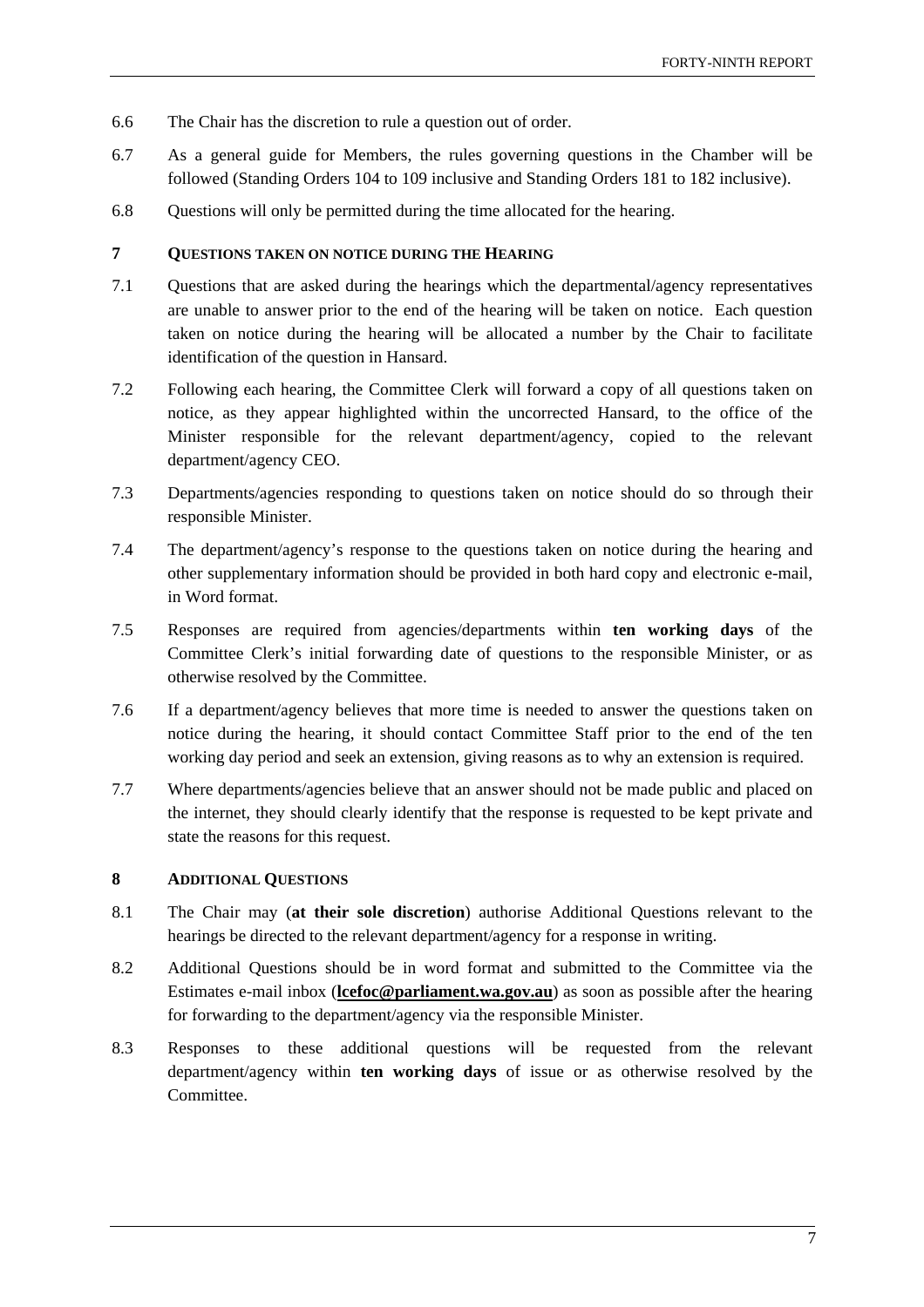6.6 The Chair has the discretion to rule a question out of order.

6.7 As a general guide for Members, the rules governing questions in the Chamber will be followed (Standing Orders 104 to 109 inclusive and Standing Orders 181 to 182 inclusive).

6.8 Questions will only be permitted during the time allocated for the hearing.

## 7 QUESTIONS TAKEN ON NOTICE DURING THE HEARING

7.1 Questions that are asked during the hearings which the departmental/agency representatives are unable to answer prior to the end of the hearing will be taken on notice. Each question taken on notice during the hearing will be allocated a number by the Chair to facilitate identification of the question in Hansard.

7.2 Following each hearing, the Committee Clerk will forward a copy of all questions taken on notice, as they appear highlighted within the uncorrected Hansard, to the office of the Minister responsible for the relevant department/agency, copied to the relevant department/agency CEO.

7.3 Departments/agencies responding to questions taken on notice should do so through their responsible Minister.

7.4 The department/agency's response to the questions taken on notice during the hearing and other supplementary information should be provided in both hard copy and electronic e-mail, in Word format.

7.5 Responses are required from agencies/departments within **ten working days** of the Committee Clerk's initial forwarding date of questions to the responsible Minister, or as otherwise resolved by the Committee.

7.6 If a department/agency believes that more time is needed to answer the questions taken on notice during the hearing, it should contact Committee Staff prior to the end of the ten working day period and seek an extension, giving reasons as to why an extension is required.

7.7 Where departments/agencies believe that an answer should not be made public and placed on the internet, they should clearly identify that the response is requested to be kept private and state the reasons for this request.

## 8 ADDITIONAL QUESTIONS

8.1 The Chair may (**at their sole discretion**) authorise Additional Questions relevant to the hearings be directed to the relevant department/agency for a response in writing.

8.2 Additional Questions should be in word format and submitted to the Committee via the Estimates e-mail inbox (**lcefoc@parliament.wa.gov.au**) as soon as possible after the hearing for forwarding to the department/agency via the responsible Minister.

8.3 Responses to these additional questions will be requested from the relevant department/agency within **ten working days** of issue or as otherwise resolved by the Committee.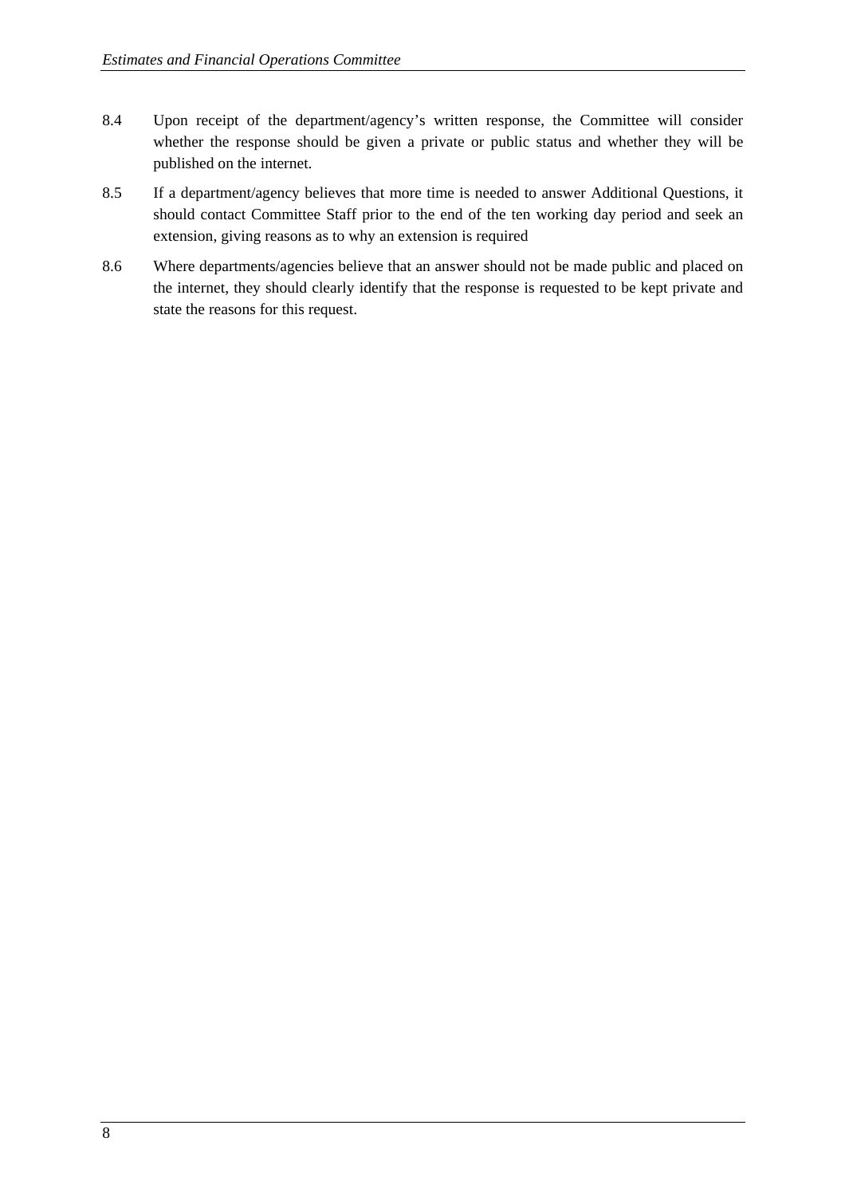8.4 Upon receipt of the department/agency's written response, the Committee will consider whether the response should be given a private or public status and whether they will be published on the internet.

8.5 If a department/agency believes that more time is needed to answer Additional Questions, it should contact Committee Staff prior to the end of the ten working day period and seek an extension, giving reasons as to why an extension is required

8.6 Where departments/agencies believe that an answer should not be made public and placed on the internet, they should clearly identify that the response is requested to be kept private and state the reasons for this request.